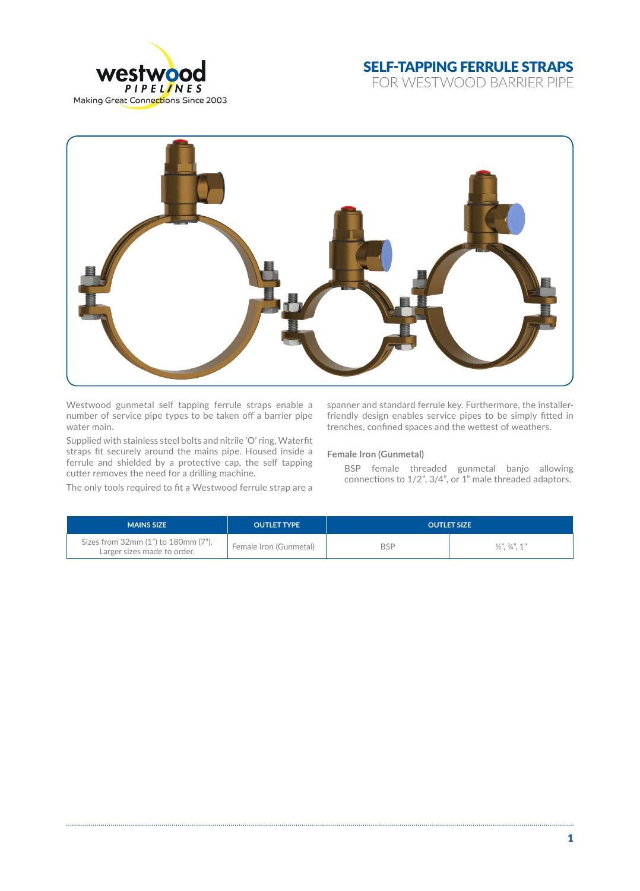# SELF-TAPPING FERRULE STRAPS

## FOR WESTWOOD BARRIER PIPE

Westwood gunmetal self tapping ferrule straps enable a number of service pipe types to be taken off a barrier pipe water main.

Supplied with stainless steel bolts and nitrile 'O' ring, Waterfit straps fit securely around the mains pipe. Housed inside a ferrule and shielded by a protective cap, the self tapping cutter removes the need for a drilling machine.

The only tools required to fit a Westwood ferrule strap are a spanner and standard ferrule key. Furthermore, the installer-friendly design enables service pipes to be simply fitted in trenches, confined spaces and the wettest of weathers.

### Female Iron (Gunmetal)

BSP female threaded gunmetal banjo allowing connections to 1/2", 3/4", or 1" male threaded adaptors.

| MAINS SIZE | OUTLET TYPE | OUTLET SIZE | |
|---|---|---|---|
| Sizes from 32mm (1") to 180mm (7"). Larger sizes made to order. | Female Iron (Gunmetal) | BSP | ½", ¾", 1" |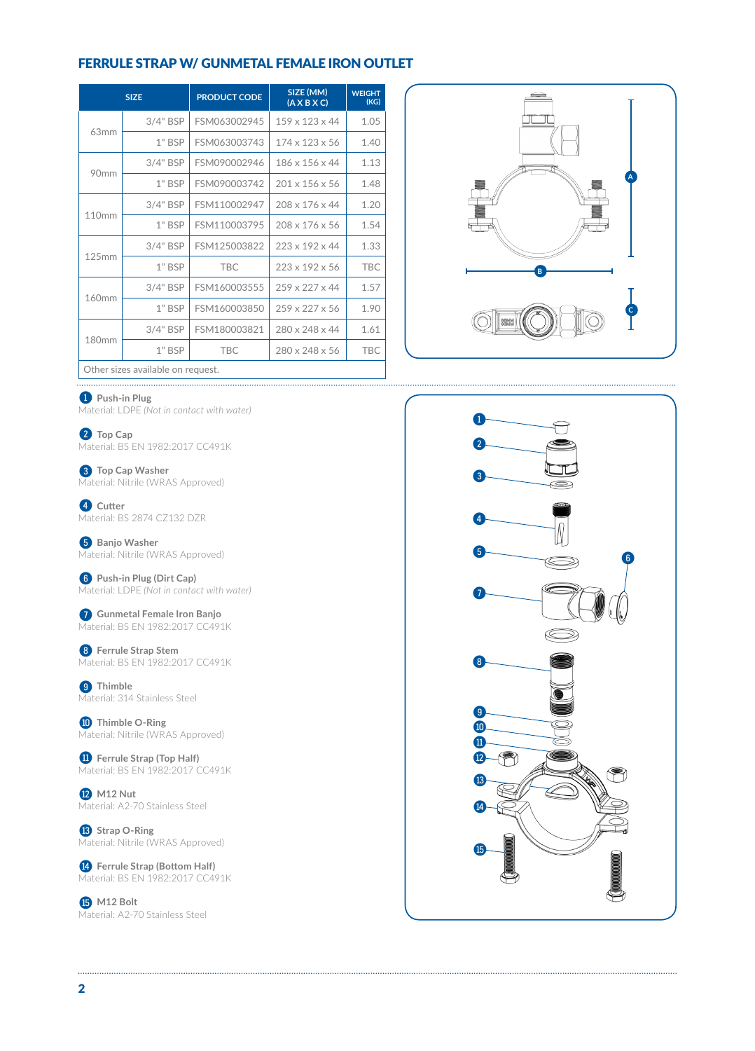## FERRULE STRAP W/ GUNMETAL FEMALE IRON OUTLET

| SIZE | | PRODUCT CODE | SIZE (MM) (A X B X C) | WEIGHT (KG) |
|---|---|---|---|---|
| 63mm | 3/4" BSP | FSM063002945 | 159 x 123 x 44 | 1.05 |
| | 1" BSP | FSM063003743 | 174 x 123 x 56 | 1.40 |
| 90mm | 3/4" BSP | FSM090002946 | 186 x 156 x 44 | 1.13 |
| | 1" BSP | FSM090003742 | 201 x 156 x 56 | 1.48 |
| 110mm | 3/4" BSP | FSM110002947 | 208 x 176 x 44 | 1.20 |
| | 1" BSP | FSM110003795 | 208 x 176 x 56 | 1.54 |
| 125mm | 3/4" BSP | FSM125003822 | 223 x 192 x 44 | 1.33 |
| | 1" BSP | TBC | 223 x 192 x 56 | TBC |
| 160mm | 3/4" BSP | FSM160003555 | 259 x 227 x 44 | 1.57 |
| | 1" BSP | FSM160003850 | 259 x 227 x 56 | 1.90 |
| 180mm | 3/4" BSP | FSM180003821 | 280 x 248 x 44 | 1.61 |
| | 1" BSP | TBC | 280 x 248 x 56 | TBC |

Other sizes available on request.

A
B
C

1. **Push-in Plug**
   Material: LDPE *(Not in contact with water)*
2. **Top Cap**
   Material: BS EN 1982:2017 CC491K
3. **Top Cap Washer**
   Material: Nitrile (WRAS Approved)
4. **Cutter**
   Material: BS 2874 CZ132 DZR
5. **Banjo Washer**
   Material: Nitrile (WRAS Approved)
6. **Push-in Plug (Dirt Cap)**
   Material: LDPE *(Not in contact with water)*
7. **Gunmetal Female Iron Banjo**
   Material: BS EN 1982:2017 CC491K
8. **Ferrule Strap Stem**
   Material: BS EN 1982:2017 CC491K
9. **Thimble**
   Material: 314 Stainless Steel
10. **Thimble O-Ring**
    Material: Nitrile (WRAS Approved)
11. **Ferrule Strap (Top Half)**
    Material: BS EN 1982:2017 CC491K
12. **M12 Nut**
    Material: A2-70 Stainless Steel
13. **Strap O-Ring**
    Material: Nitrile (WRAS Approved)
14. **Ferrule Strap (Bottom Half)**
    Material: BS EN 1982:2017 CC491K
15. **M12 Bolt**
    Material: A2-70 Stainless Steel